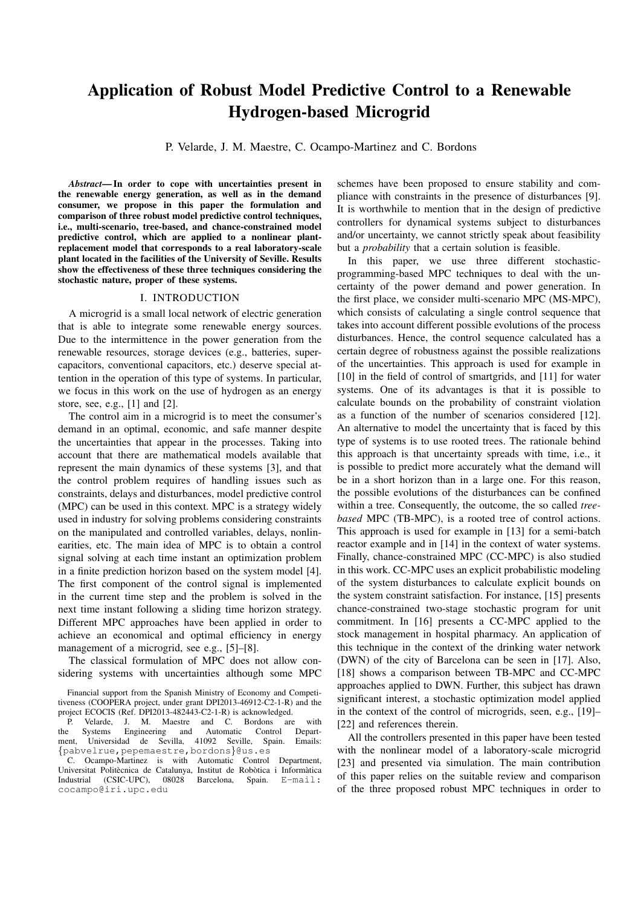# Application of Robust Model Predictive Control to a Renewable Hydrogen-based Microgrid

P. Velarde, J. M. Maestre, C. Ocampo-Martinez and C. Bordons

***Abstract*— In order to cope with uncertainties present in the renewable energy generation, as well as in the demand consumer, we propose in this paper the formulation and comparison of three robust model predictive control techniques, i.e., multi-scenario, tree-based, and chance-constrained model predictive control, which are applied to a nonlinear plant-replacement model that corresponds to a real laboratory-scale plant located in the facilities of the University of Seville. Results show the effectiveness of these three techniques considering the stochastic nature, proper of these systems.**

## I. INTRODUCTION

A microgrid is a small local network of electric generation that is able to integrate some renewable energy sources. Due to the intermittence in the power generation from the renewable resources, storage devices (e.g., batteries, super-capacitors, conventional capacitors, etc.) deserve special attention in the operation of this type of systems. In particular, we focus in this work on the use of hydrogen as an energy store, see, e.g., [1] and [2].

The control aim in a microgrid is to meet the consumer's demand in an optimal, economic, and safe manner despite the uncertainties that appear in the processes. Taking into account that there are mathematical models available that represent the main dynamics of these systems [3], and that the control problem requires of handling issues such as constraints, delays and disturbances, model predictive control (MPC) can be used in this context. MPC is a strategy widely used in industry for solving problems considering constraints on the manipulated and controlled variables, delays, nonlinearities, etc. The main idea of MPC is to obtain a control signal solving at each time instant an optimization problem in a finite prediction horizon based on the system model [4]. The first component of the control signal is implemented in the current time step and the problem is solved in the next time instant following a sliding time horizon strategy. Different MPC approaches have been applied in order to achieve an economical and optimal efficiency in energy management of a microgrid, see e.g., [5]–[8].

The classical formulation of MPC does not allow considering systems with uncertainties although some MPC schemes have been proposed to ensure stability and compliance with constraints in the presence of disturbances [9]. It is worthwhile to mention that in the design of predictive controllers for dynamical systems subject to disturbances and/or uncertainty, we cannot strictly speak about feasibility but a *probability* that a certain solution is feasible.

In this paper, we use three different stochastic-programming-based MPC techniques to deal with the uncertainty of the power demand and power generation. In the first place, we consider multi-scenario MPC (MS-MPC), which consists of calculating a single control sequence that takes into account different possible evolutions of the process disturbances. Hence, the control sequence calculated has a certain degree of robustness against the possible realizations of the uncertainties. This approach is used for example in [10] in the field of control of smartgrids, and [11] for water systems. One of its advantages is that it is possible to calculate bounds on the probability of constraint violation as a function of the number of scenarios considered [12]. An alternative to model the uncertainty that is faced by this type of systems is to use rooted trees. The rationale behind this approach is that uncertainty spreads with time, i.e., it is possible to predict more accurately what the demand will be in a short horizon than in a large one. For this reason, the possible evolutions of the disturbances can be confined within a tree. Consequently, the outcome, the so called *tree-based* MPC (TB-MPC), is a rooted tree of control actions. This approach is used for example in [13] for a semi-batch reactor example and in [14] in the context of water systems. Finally, chance-constrained MPC (CC-MPC) is also studied in this work. CC-MPC uses an explicit probabilistic modeling of the system disturbances to calculate explicit bounds on the system constraint satisfaction. For instance, [15] presents chance-constrained two-stage stochastic program for unit commitment. In [16] presents a CC-MPC applied to the stock management in hospital pharmacy. An application of this technique in the context of the drinking water network (DWN) of the city of Barcelona can be seen in [17]. Also, [18] shows a comparison between TB-MPC and CC-MPC approaches applied to DWN. Further, this subject has drawn significant interest, a stochastic optimization model applied in the context of the control of microgrids, seen, e.g., [19]–[22] and references therein.

All the controllers presented in this paper have been tested with the nonlinear model of a laboratory-scale microgrid [23] and presented via simulation. The main contribution of this paper relies on the suitable review and comparison of the three proposed robust MPC techniques in order to

Financial support from the Spanish Ministry of Economy and Competitiveness (COOPERA project, under grant DPI2013-46912-C2-1-R) and the project ECOCIS (Ref. DPI2013-482443-C2-1-R) is acknowledged.

P. Velarde, J. M. Maestre and C. Bordons are with the Systems Engineering and Automatic Control Department, Universidad de Sevilla, 41092 Seville, Spain. Emails: {pabvelrue,pepemaestre,bordons}@us.es

C. Ocampo-Martinez is with Automatic Control Department, Universitat Politècnica de Catalunya, Institut de Robòtica i Informàtica Industrial (CSIC-UPC), 08028 Barcelona, Spain. E-mail: cocampo@iri.upc.edu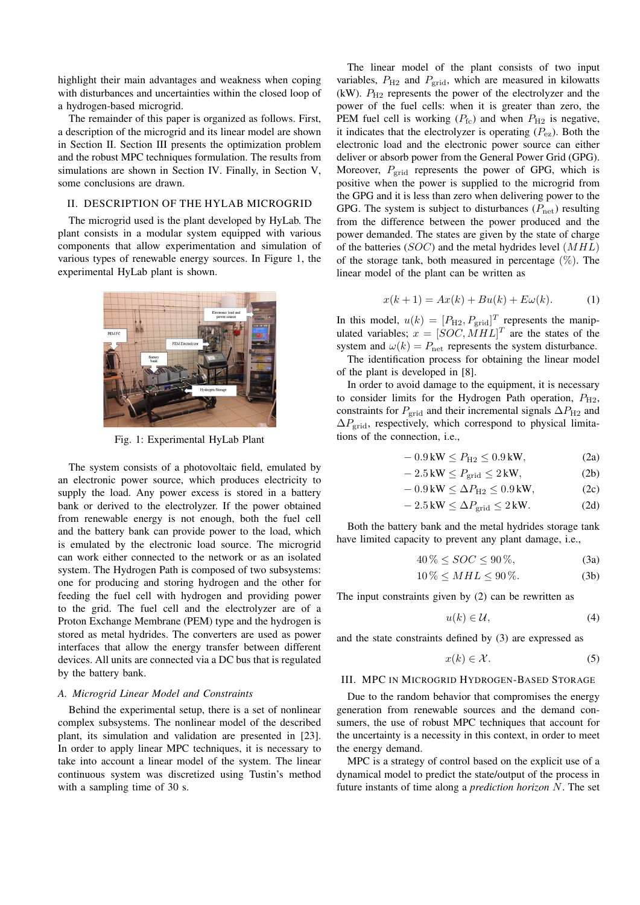highlight their main advantages and weakness when coping with disturbances and uncertainties within the closed loop of a hydrogen-based microgrid.

The remainder of this paper is organized as follows. First, a description of the microgrid and its linear model are shown in Section II. Section III presents the optimization problem and the robust MPC techniques formulation. The results from simulations are shown in Section IV. Finally, in Section V, some conclusions are drawn.

## II. Description of the HyLab Microgrid

The microgrid used is the plant developed by HyLab. The plant consists in a modular system equipped with various components that allow experimentation and simulation of various types of renewable energy sources. In Figure 1, the experimental HyLab plant is shown.

Fig. 1: Experimental HyLab Plant

The system consists of a photovoltaic field, emulated by an electronic power source, which produces electricity to supply the load. Any power excess is stored in a battery bank or derived to the electrolyzer. If the power obtained from renewable energy is not enough, both the fuel cell and the battery bank can provide power to the load, which is emulated by the electronic load source. The microgrid can work either connected to the network or as an isolated system. The Hydrogen Path is composed of two subsystems: one for producing and storing hydrogen and the other for feeding the fuel cell with hydrogen and providing power to the grid. The fuel cell and the electrolyzer are of a Proton Exchange Membrane (PEM) type and the hydrogen is stored as metal hydrides. The converters are used as power interfaces that allow the energy transfer between different devices. All units are connected via a DC bus that is regulated by the battery bank.

### A. Microgrid Linear Model and Constraints

Behind the experimental setup, there is a set of nonlinear complex subsystems. The nonlinear model of the described plant, its simulation and validation are presented in [23]. In order to apply linear MPC techniques, it is necessary to take into account a linear model of the system. The linear continuous system was discretized using Tustin's method with a sampling time of 30 s.

The linear model of the plant consists of two input variables, $P_{\mathrm{H2}}$ and $P_{\mathrm{grid}}$, which are measured in kilowatts (kW). $P_{\mathrm{H2}}$ represents the power of the electrolyzer and the power of the fuel cells: when it is greater than zero, the PEM fuel cell is working ($P_{\mathrm{fc}}$) and when $P_{\mathrm{H2}}$ is negative, it indicates that the electrolyzer is operating ($P_{\mathrm{ez}}$). Both the electronic load and the electronic power source can either deliver or absorb power from the General Power Grid (GPG). Moreover, $P_{\mathrm{grid}}$ represents the power of GPG, which is positive when the power is supplied to the microgrid from the GPG and it is less than zero when delivering power to the GPG. The system is subject to disturbances ($P_{\mathrm{net}}$) resulting from the difference between the power produced and the power demanded. The states are given by the state of charge of the batteries ($SOC$) and the metal hydrides level ($MHL$) of the storage tank, both measured in percentage (%). The linear model of the plant can be written as

$$x(k+1) = Ax(k) + Bu(k) + E\omega(k). \tag{1}$$

In this model, $u(k) = [P_{\mathrm{H2}}, P_{\mathrm{grid}}]^T$ represents the manipulated variables; $x = [SOC, MHL]^T$ are the states of the system and $\omega(k) = P_{\mathrm{net}}$ represents the system disturbance.

The identification process for obtaining the linear model of the plant is developed in [8].

In order to avoid damage to the equipment, it is necessary to consider limits for the Hydrogen Path operation, $P_{\mathrm{H2}}$, constraints for $P_{\mathrm{grid}}$ and their incremental signals $\Delta P_{\mathrm{H2}}$ and $\Delta P_{\mathrm{grid}}$, respectively, which correspond to physical limitations of the connection, i.e.,

$$-0.9\,\mathrm{kW} \leq P_{\mathrm{H2}} \leq 0.9\,\mathrm{kW}, \tag{2a}$$

$$-2.5\,\mathrm{kW} \leq P_{\mathrm{grid}} \leq 2\,\mathrm{kW}, \tag{2b}$$

$$-0.9\,\mathrm{kW} \leq \Delta P_{\mathrm{H2}} \leq 0.9\,\mathrm{kW}, \tag{2c}$$

$$-2.5\,\mathrm{kW} \leq \Delta P_{\mathrm{grid}} \leq 2\,\mathrm{kW}. \tag{2d}$$

Both the battery bank and the metal hydrides storage tank have limited capacity to prevent any plant damage, i.e.,

$$40\,\% \leq SOC \leq 90\,\%, \tag{3a}$$

$$10\,\% \leq MHL \leq 90\,\%. \tag{3b}$$

The input constraints given by (2) can be rewritten as

$$u(k) \in \mathcal{U}, \tag{4}$$

and the state constraints defined by (3) are expressed as

$$x(k) \in \mathcal{X}. \tag{5}$$

## III. MPC in Microgrid Hydrogen-Based Storage

Due to the random behavior that compromises the energy generation from renewable sources and the demand consumers, the use of robust MPC techniques that account for the uncertainty is a necessity in this context, in order to meet the energy demand.

MPC is a strategy of control based on the explicit use of a dynamical model to predict the state/output of the process in future instants of time along a *prediction horizon* $N$. The set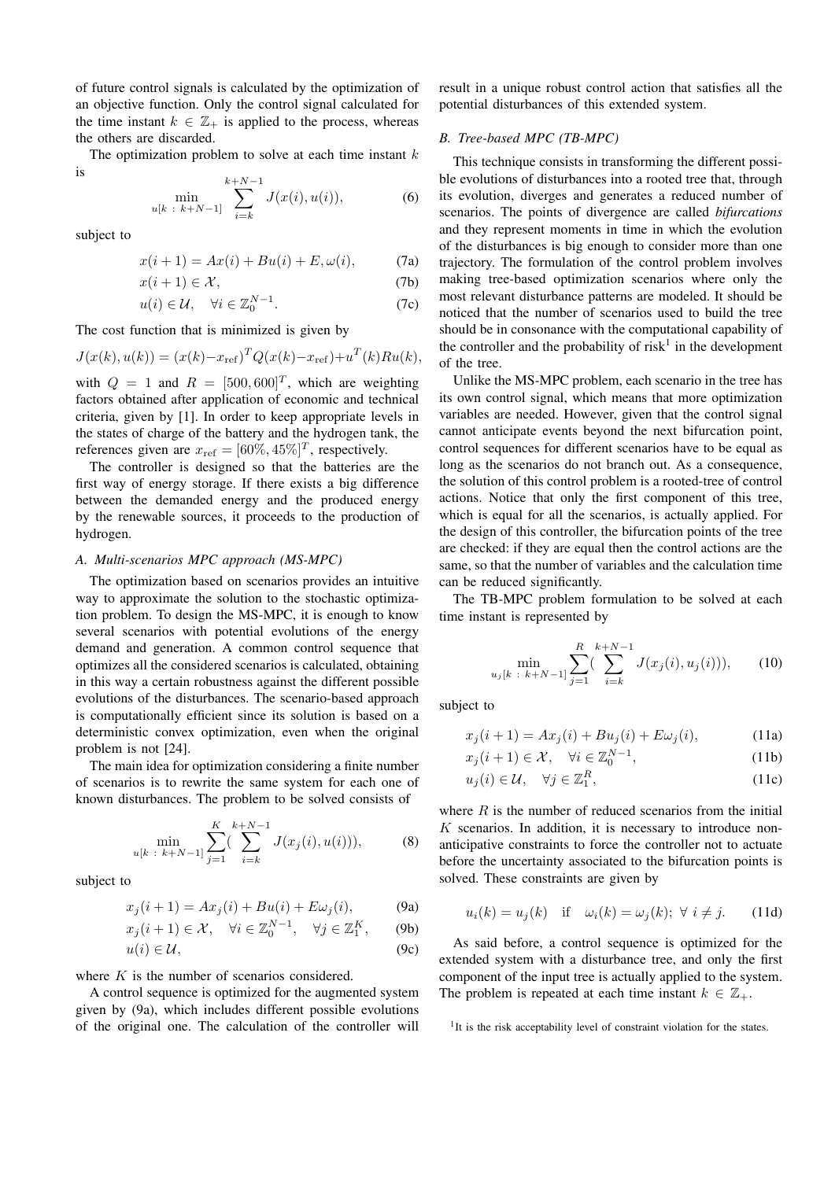of future control signals is calculated by the optimization of an objective function. Only the control signal calculated for the time instant $k \in \mathbb{Z}_+$ is applied to the process, whereas the others are discarded.

The optimization problem to solve at each time instant $k$ is

$$\min_{u[k\,:\,k+N-1]} \sum_{i=k}^{k+N-1} J(x(i), u(i)), \tag{6}$$

subject to

$$x(i+1) = Ax(i) + Bu(i) + E, \omega(i), \tag{7a}$$
$$x(i+1) \in \mathcal{X}, \tag{7b}$$
$$u(i) \in \mathcal{U}, \quad \forall i \in \mathbb{Z}_0^{N-1}. \tag{7c}$$

The cost function that is minimized is given by

$$J(x(k), u(k)) = (x(k) - x_{\text{ref}})^T Q (x(k) - x_{\text{ref}}) + u^T(k) R u(k),$$

with $Q = 1$ and $R = [500, 600]^T$, which are weighting factors obtained after application of economic and technical criteria, given by [1]. In order to keep appropriate levels in the states of charge of the battery and the hydrogen tank, the references given are $x_{\text{ref}} = [60\%, 45\%]^T$, respectively.

The controller is designed so that the batteries are the first way of energy storage. If there exists a big difference between the demanded energy and the produced energy by the renewable sources, it proceeds to the production of hydrogen.

### A. Multi-scenarios MPC approach (MS-MPC)

The optimization based on scenarios provides an intuitive way to approximate the solution to the stochastic optimization problem. To design the MS-MPC, it is enough to know several scenarios with potential evolutions of the energy demand and generation. A common control sequence that optimizes all the considered scenarios is calculated, obtaining in this way a certain robustness against the different possible evolutions of the disturbances. The scenario-based approach is computationally efficient since its solution is based on a deterministic convex optimization, even when the original problem is not [24].

The main idea for optimization considering a finite number of scenarios is to rewrite the same system for each one of known disturbances. The problem to be solved consists of

$$\min_{u[k\,:\,k+N-1]} \sum_{j=1}^{K} \Big( \sum_{i=k}^{k+N-1} J(x_j(i), u(i)) \Big), \tag{8}$$

subject to

$$x_j(i+1) = Ax_j(i) + Bu(i) + E\omega_j(i), \tag{9a}$$
$$x_j(i+1) \in \mathcal{X}, \quad \forall i \in \mathbb{Z}_0^{N-1}, \quad \forall j \in \mathbb{Z}_1^K, \tag{9b}$$
$$u(i) \in \mathcal{U}, \tag{9c}$$

where $K$ is the number of scenarios considered.

A control sequence is optimized for the augmented system given by (9a), which includes different possible evolutions of the original one. The calculation of the controller will result in a unique robust control action that satisfies all the potential disturbances of this extended system.

### B. Tree-based MPC (TB-MPC)

This technique consists in transforming the different possible evolutions of disturbances into a rooted tree that, through its evolution, diverges and generates a reduced number of scenarios. The points of divergence are called *bifurcations* and they represent moments in time in which the evolution of the disturbances is big enough to consider more than one trajectory. The formulation of the control problem involves making tree-based optimization scenarios where only the most relevant disturbance patterns are modeled. It should be noticed that the number of scenarios used to build the tree should be in consonance with the computational capability of the controller and the probability of risk[1] in the development of the tree.

Unlike the MS-MPC problem, each scenario in the tree has its own control signal, which means that more optimization variables are needed. However, given that the control signal cannot anticipate events beyond the next bifurcation point, control sequences for different scenarios have to be equal as long as the scenarios do not branch out. As a consequence, the solution of this control problem is a rooted-tree of control actions. Notice that only the first component of this tree, which is equal for all the scenarios, is actually applied. For the design of this controller, the bifurcation points of the tree are checked: if they are equal then the control actions are the same, so that the number of variables and the calculation time can be reduced significantly.

The TB-MPC problem formulation to be solved at each time instant is represented by

$$\min_{u_j[k\,:\,k+N-1]} \sum_{j=1}^{R} \Big( \sum_{i=k}^{k+N-1} J(x_j(i), u_j(i)) \Big), \tag{10}$$

subject to

$$x_j(i+1) = Ax_j(i) + Bu_j(i) + E\omega_j(i), \tag{11a}$$
$$x_j(i+1) \in \mathcal{X}, \quad \forall i \in \mathbb{Z}_0^{N-1}, \tag{11b}$$
$$u_j(i) \in \mathcal{U}, \quad \forall j \in \mathbb{Z}_1^R, \tag{11c}$$

where $R$ is the number of reduced scenarios from the initial $K$ scenarios. In addition, it is necessary to introduce non-anticipative constraints to force the controller not to actuate before the uncertainty associated to the bifurcation points is solved. These constraints are given by

$$u_i(k) = u_j(k) \quad \text{if} \quad \omega_i(k) = \omega_j(k); \ \forall\ i \neq j. \tag{11d}$$

As said before, a control sequence is optimized for the extended system with a disturbance tree, and only the first component of the input tree is actually applied to the system. The problem is repeated at each time instant $k \in \mathbb{Z}_+$.

[1] It is the risk acceptability level of constraint violation for the states.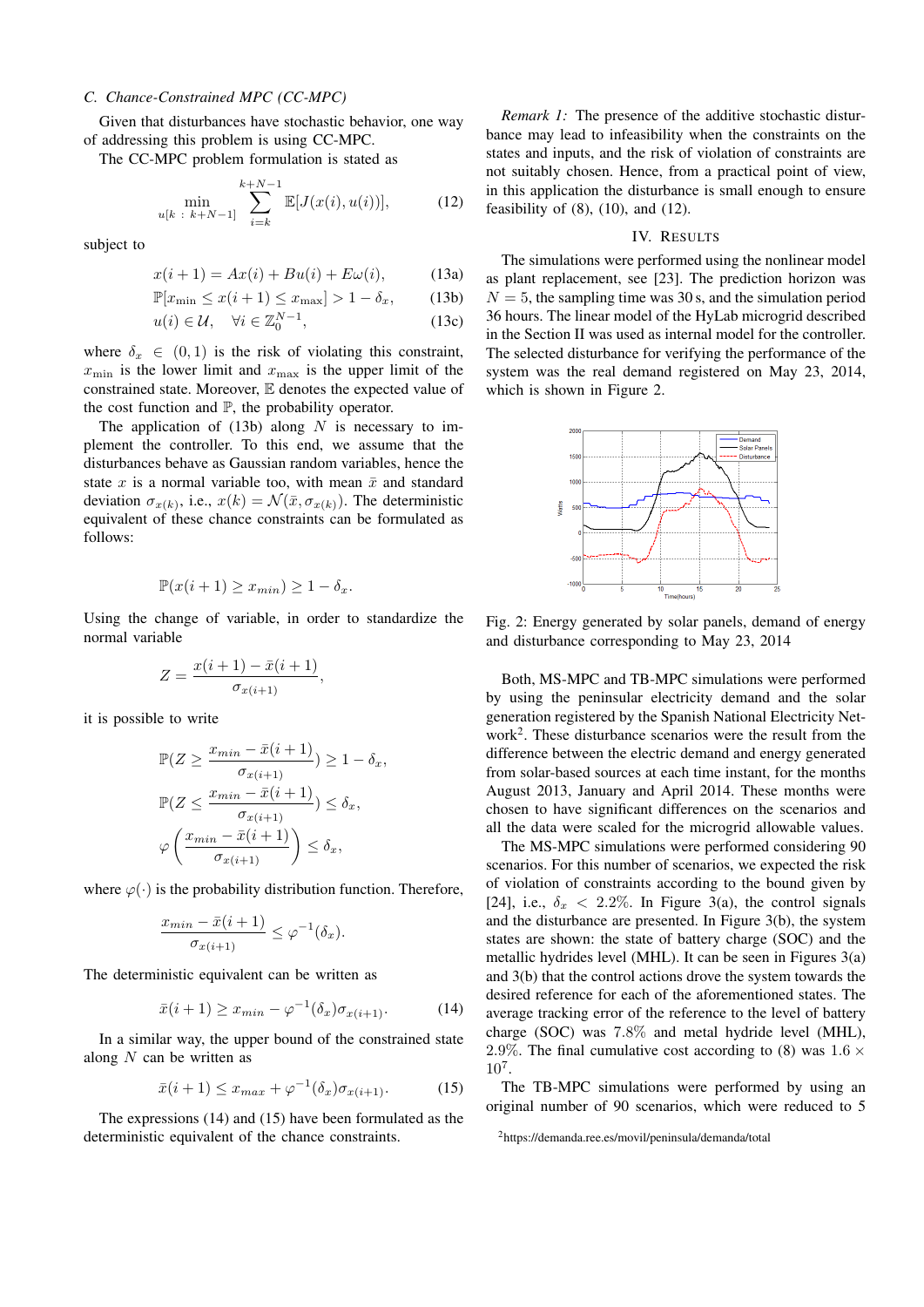### C. Chance-Constrained MPC (CC-MPC)

Given that disturbances have stochastic behavior, one way of addressing this problem is using CC-MPC.

The CC-MPC problem formulation is stated as

$$\min_{u[k\,:\,k+N-1]} \sum_{i=k}^{k+N-1} \mathbb{E}[J(x(i), u(i))], \tag{12}$$

subject to

$$x(i+1) = Ax(i) + Bu(i) + E\omega(i), \tag{13a}$$

$$\mathbb{P}[x_{\min} \leq x(i+1) \leq x_{\max}] > 1 - \delta_x, \tag{13b}$$

$$u(i) \in \mathcal{U}, \quad \forall i \in \mathbb{Z}_0^{N-1}, \tag{13c}$$

where $\delta_x \in (0,1)$ is the risk of violating this constraint, $x_{\min}$ is the lower limit and $x_{\max}$ is the upper limit of the constrained state. Moreover, $\mathbb{E}$ denotes the expected value of the cost function and $\mathbb{P}$, the probability operator.

The application of (13b) along $N$ is necessary to implement the controller. To this end, we assume that the disturbances behave as Gaussian random variables, hence the state $x$ is a normal variable too, with mean $\bar{x}$ and standard deviation $\sigma_{x(k)}$, i.e., $x(k) = \mathcal{N}(\bar{x}, \sigma_{x(k)})$. The deterministic equivalent of these chance constraints can be formulated as follows:

$$\mathbb{P}(x(i+1) \geq x_{min}) \geq 1 - \delta_x.$$

Using the change of variable, in order to standardize the normal variable

$$Z = \frac{x(i+1) - \bar{x}(i+1)}{\sigma_{x(i+1)}},$$

it is possible to write

$$\mathbb{P}(Z \geq \frac{x_{min} - \bar{x}(i+1)}{\sigma_{x(i+1)}}) \geq 1 - \delta_x,$$

$$\mathbb{P}(Z \leq \frac{x_{min} - \bar{x}(i+1)}{\sigma_{x(i+1)}}) \leq \delta_x,$$

$$\varphi\left(\frac{x_{min} - \bar{x}(i+1)}{\sigma_{x(i+1)}}\right) \leq \delta_x,$$

where $\varphi(\cdot)$ is the probability distribution function. Therefore,

$$\frac{x_{min} - \bar{x}(i+1)}{\sigma_{x(i+1)}} \leq \varphi^{-1}(\delta_x).$$

The deterministic equivalent can be written as

$$\bar{x}(i+1) \geq x_{min} - \varphi^{-1}(\delta_x)\sigma_{x(i+1)}. \tag{14}$$

In a similar way, the upper bound of the constrained state along $N$ can be written as

$$\bar{x}(i+1) \leq x_{max} + \varphi^{-1}(\delta_x)\sigma_{x(i+1)}. \tag{15}$$

The expressions (14) and (15) have been formulated as the deterministic equivalent of the chance constraints.

*Remark 1:* The presence of the additive stochastic disturbance may lead to infeasibility when the constraints on the states and inputs, and the risk of violation of constraints are not suitably chosen. Hence, from a practical point of view, in this application the disturbance is small enough to ensure feasibility of (8), (10), and (12).

## IV. Results

The simulations were performed using the nonlinear model as plant replacement, see [23]. The prediction horizon was $N = 5$, the sampling time was 30 s, and the simulation period 36 hours. The linear model of the HyLab microgrid described in the Section II was used as internal model for the controller. The selected disturbance for verifying the performance of the system was the real demand registered on May 23, 2014, which is shown in Figure 2.

Fig. 2: Energy generated by solar panels, demand of energy and disturbance corresponding to May 23, 2014

Both, MS-MPC and TB-MPC simulations were performed by using the peninsular electricity demand and the solar generation registered by the Spanish National Electricity Network[2]. These disturbance scenarios were the result from the difference between the electric demand and energy generated from solar-based sources at each time instant, for the months August 2013, January and April 2014. These months were chosen to have significant differences on the scenarios and all the data were scaled for the microgrid allowable values.

The MS-MPC simulations were performed considering 90 scenarios. For this number of scenarios, we expected the risk of violation of constraints according to the bound given by [24], i.e., $\delta_x < 2.2\%$. In Figure 3(a), the control signals and the disturbance are presented. In Figure 3(b), the system states are shown: the state of battery charge (SOC) and the metallic hydrides level (MHL). It can be seen in Figures 3(a) and 3(b) that the control actions drove the system towards the desired reference for each of the aforementioned states. The average tracking error of the reference to the level of battery charge (SOC) was $7.8\%$ and metal hydride level (MHL), $2.9\%$. The final cumulative cost according to (8) was $1.6 \times 10^7$.

The TB-MPC simulations were performed by using an original number of 90 scenarios, which were reduced to 5

[2] https://demanda.ree.es/movil/peninsula/demanda/total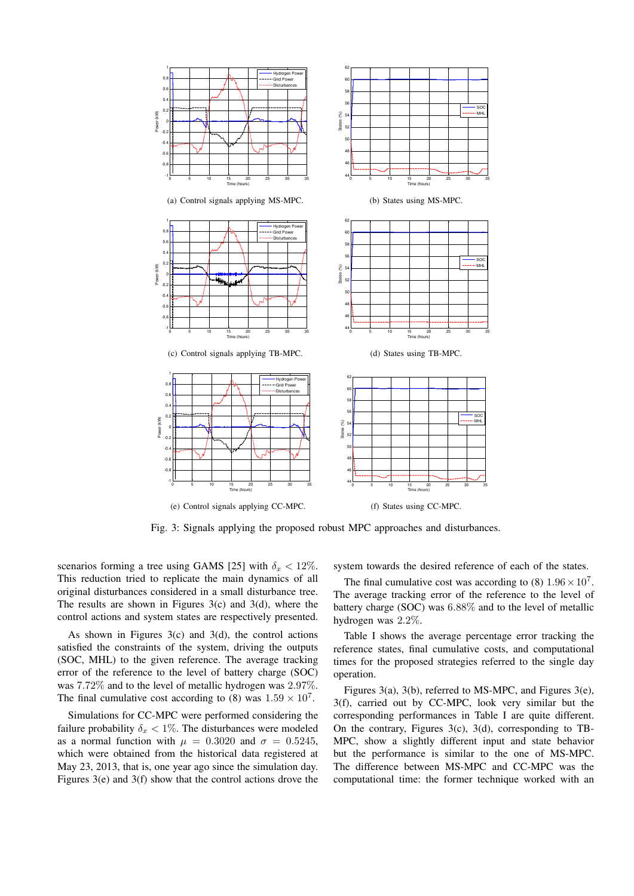(a) Control signals applying MS-MPC.

(b) States using MS-MPC.

(c) Control signals applying TB-MPC.

(d) States using TB-MPC.

(e) Control signals applying CC-MPC.

(f) States using CC-MPC.

Fig. 3: Signals applying the proposed robust MPC approaches and disturbances.

scenarios forming a tree using GAMS [25] with $\delta_x < 12\%$. This reduction tried to replicate the main dynamics of all original disturbances considered in a small disturbance tree. The results are shown in Figures 3(c) and 3(d), where the control actions and system states are respectively presented.

As shown in Figures 3(c) and 3(d), the control actions satisfied the constraints of the system, driving the outputs (SOC, MHL) to the given reference. The average tracking error of the reference to the level of battery charge (SOC) was $7.72\%$ and to the level of metallic hydrogen was $2.97\%$. The final cumulative cost according to (8) was $1.59 \times 10^7$.

Simulations for CC-MPC were performed considering the failure probability $\delta_x < 1\%$. The disturbances were modeled as a normal function with $\mu = 0.3020$ and $\sigma = 0.5245$, which were obtained from the historical data registered at May 23, 2013, that is, one year ago since the simulation day. Figures 3(e) and 3(f) show that the control actions drove the system towards the desired reference of each of the states.

The final cumulative cost was according to (8) $1.96 \times 10^7$. The average tracking error of the reference to the level of battery charge (SOC) was $6.88\%$ and to the level of metallic hydrogen was $2.2\%$.

Table I shows the average percentage error tracking the reference states, final cumulative costs, and computational times for the proposed strategies referred to the single day operation.

Figures 3(a), 3(b), referred to MS-MPC, and Figures 3(e), 3(f), carried out by CC-MPC, look very similar but the corresponding performances in Table I are quite different. On the contrary, Figures 3(c), 3(d), corresponding to TB-MPC, show a slightly different input and state behavior but the performance is similar to the one of MS-MPC. The difference between MS-MPC and CC-MPC was the computational time: the former technique worked with an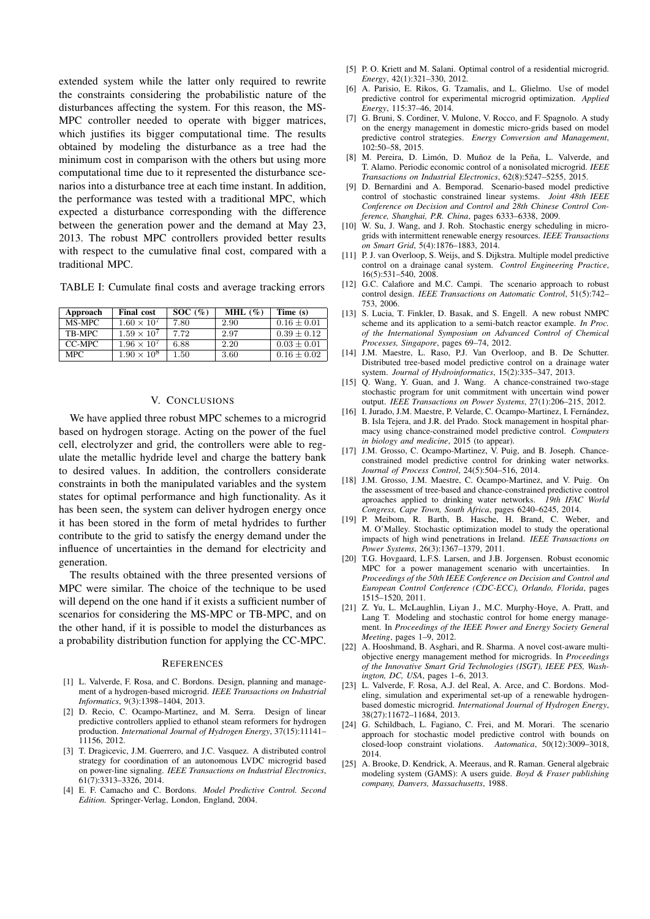extended system while the latter only required to rewrite the constraints considering the probabilistic nature of the disturbances affecting the system. For this reason, the MS-MPC controller needed to operate with bigger matrices, which justifies its bigger computational time. The results obtained by modeling the disturbance as a tree had the minimum cost in comparison with the others but using more computational time due to it represented the disturbance scenarios into a disturbance tree at each time instant. In addition, the performance was tested with a traditional MPC, which expected a disturbance corresponding with the difference between the generation power and the demand at May 23, 2013. The robust MPC controllers provided better results with respect to the cumulative final cost, compared with a traditional MPC.

TABLE I: Cumulate final costs and average tracking errors

| Approach | Final cost | SOC (%) | MHL (%) | Time (s) |
|---|---|---|---|---|
| MS-MPC | $1.60 \times 10^7$ | 7.80 | 2.90 | $0.16 \pm 0.01$ |
| TB-MPC | $1.59 \times 10^7$ | 7.72 | 2.97 | $0.39 \pm 0.12$ |
| CC-MPC | $1.96 \times 10^7$ | 6.88 | 2.20 | $0.03 \pm 0.01$ |
| MPC | $1.90 \times 10^8$ | 1.50 | 3.60 | $0.16 \pm 0.02$ |

## V. Conclusions

We have applied three robust MPC schemes to a microgrid based on hydrogen storage. Acting on the power of the fuel cell, electrolyzer and grid, the controllers were able to regulate the metallic hydride level and charge the battery bank to desired values. In addition, the controllers considerate constraints in both the manipulated variables and the system states for optimal performance and high functionality. As it has been seen, the system can deliver hydrogen energy once it has been stored in the form of metal hydrides to further contribute to the grid to satisfy the energy demand under the influence of uncertainties in the demand for electricity and generation.

The results obtained with the three presented versions of MPC were similar. The choice of the technique to be used will depend on the one hand if it exists a sufficient number of scenarios for considering the MS-MPC or TB-MPC, and on the other hand, if it is possible to model the disturbances as a probability distribution function for applying the CC-MPC.

## References

[1] L. Valverde, F. Rosa, and C. Bordons. Design, planning and management of a hydrogen-based microgrid. *IEEE Transactions on Industrial Informatics*, 9(3):1398–1404, 2013.

[2] D. Recio, C. Ocampo-Martinez, and M. Serra. Design of linear predictive controllers applied to ethanol steam reformers for hydrogen production. *International Journal of Hydrogen Energy*, 37(15):11141–11156, 2012.

[3] T. Dragicevic, J.M. Guerrero, and J.C. Vasquez. A distributed control strategy for coordination of an autonomous LVDC microgrid based on power-line signaling. *IEEE Transactions on Industrial Electronics*, 61(7):3313–3326, 2014.

[4] E. F. Camacho and C. Bordons. *Model Predictive Control. Second Edition.* Springer-Verlag, London, England, 2004.

[5] P. O. Kriett and M. Salani. Optimal control of a residential microgrid. *Energy*, 42(1):321–330, 2012.

[6] A. Parisio, E. Rikos, G. Tzamalis, and L. Glielmo. Use of model predictive control for experimental microgrid optimization. *Applied Energy*, 115:37–46, 2014.

[7] G. Bruni, S. Cordiner, V. Mulone, V. Rocco, and F. Spagnolo. A study on the energy management in domestic micro-grids based on model predictive control strategies. *Energy Conversion and Management*, 102:50–58, 2015.

[8] M. Pereira, D. Limón, D. Muñoz de la Peña, L. Valverde, and T. Alamo. Periodic economic control of a nonisolated microgrid. *IEEE Transactions on Industrial Electronics*, 62(8):5247–5255, 2015.

[9] D. Bernardini and A. Bemporad. Scenario-based model predictive control of stochastic constrained linear systems. *Joint 48th IEEE Conference on Decision and Control and 28th Chinese Control Conference, Shanghai, P.R. China*, pages 6333–6338, 2009.

[10] W. Su, J. Wang, and J. Roh. Stochastic energy scheduling in microgrids with intermittent renewable energy resources. *IEEE Transactions on Smart Grid*, 5(4):1876–1883, 2014.

[11] P. J. van Overloop, S. Weijs, and S. Dijkstra. Multiple model predictive control on a drainage canal system. *Control Engineering Practice*, 16(5):531–540, 2008.

[12] G.C. Calafiore and M.C. Campi. The scenario approach to robust control design. *IEEE Transactions on Automatic Control*, 51(5):742–753, 2006.

[13] S. Lucia, T. Finkler, D. Basak, and S. Engell. A new robust NMPC scheme and its application to a semi-batch reactor example. *In Proc. of the International Symposium on Advanced Control of Chemical Processes, Singapore*, pages 69–74, 2012.

[14] J.M. Maestre, L. Raso, P.J. Van Overloop, and B. De Schutter. Distributed tree-based model predictive control on a drainage water system. *Journal of Hydroinformatics*, 15(2):335–347, 2013.

[15] Q. Wang, Y. Guan, and J. Wang. A chance-constrained two-stage stochastic program for unit commitment with uncertain wind power output. *IEEE Transactions on Power Systems*, 27(1):206–215, 2012.

[16] I. Jurado, J.M. Maestre, P. Velarde, C. Ocampo-Martinez, I. Fernández, B. Isla Tejera, and J.R. del Prado. Stock management in hospital pharmacy using chance-constrained model predictive control. *Computers in biology and medicine*, 2015 (to appear).

[17] J.M. Grosso, C. Ocampo-Martinez, V. Puig, and B. Joseph. Chance-constrained model predictive control for drinking water networks. *Journal of Process Control*, 24(5):504–516, 2014.

[18] J.M. Grosso, J.M. Maestre, C. Ocampo-Martinez, and V. Puig. On the assessment of tree-based and chance-constrained predictive control aproaches applied to drinking water networks. *19th IFAC World Congress, Cape Town, South Africa*, pages 6240–6245, 2014.

[19] P. Meibom, R. Barth, B. Hasche, H. Brand, C. Weber, and M. O'Malley. Stochastic optimization model to study the operational impacts of high wind penetrations in Ireland. *IEEE Transactions on Power Systems*, 26(3):1367–1379, 2011.

[20] T.G. Hovgaard, L.F.S. Larsen, and J.B. Jorgensen. Robust economic MPC for a power management scenario with uncertainties. In *Proceedings of the 50th IEEE Conference on Decision and Control and European Control Conference (CDC-ECC), Orlando, Florida*, pages 1515–1520, 2011.

[21] Z. Yu, L. McLaughlin, Liyan J., M.C. Murphy-Hoye, A. Pratt, and Lang T. Modeling and stochastic control for home energy management. In *Proceedings of the IEEE Power and Energy Society General Meeting*, pages 1–9, 2012.

[22] A. Hooshmand, B. Asghari, and R. Sharma. A novel cost-aware multi-objective energy management method for microgrids. In *Proceedings of the Innovative Smart Grid Technologies (ISGT), IEEE PES, Washington, DC, USA*, pages 1–6, 2013.

[23] L. Valverde, F. Rosa, A.J. del Real, A. Arce, and C. Bordons. Modeling, simulation and experimental set-up of a renewable hydrogen-based domestic microgrid. *International Journal of Hydrogen Energy*, 38(27):11672–11684, 2013.

[24] G. Schildbach, L. Fagiano, C. Frei, and M. Morari. The scenario approach for stochastic model predictive control with bounds on closed-loop constraint violations. *Automatica*, 50(12):3009–3018, 2014.

[25] A. Brooke, D. Kendrick, A. Meeraus, and R. Raman. General algebraic modeling system (GAMS): A users guide. *Boyd & Fraser publishing company, Danvers, Massachusetts*, 1988.